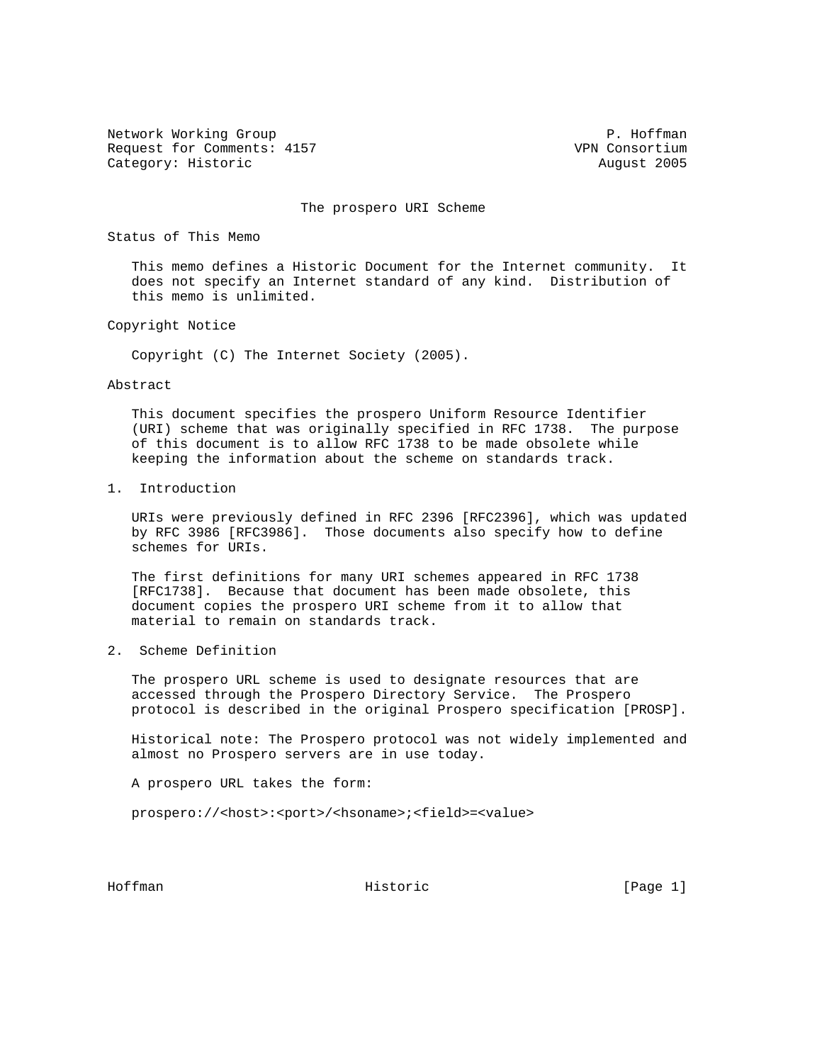Network Working Group P. Hoffman
Request for Comments: 4157 VPN Consortium
Category: Historic August 2005

# The prospero URI Scheme

## Status of This Memo

This memo defines a Historic Document for the Internet community. It does not specify an Internet standard of any kind. Distribution of this memo is unlimited.

## Copyright Notice

Copyright (C) The Internet Society (2005).

## Abstract

This document specifies the prospero Uniform Resource Identifier (URI) scheme that was originally specified in RFC 1738. The purpose of this document is to allow RFC 1738 to be made obsolete while keeping the information about the scheme on standards track.

## 1. Introduction

URIs were previously defined in RFC 2396 [RFC2396], which was updated by RFC 3986 [RFC3986]. Those documents also specify how to define schemes for URIs.

The first definitions for many URI schemes appeared in RFC 1738 [RFC1738]. Because that document has been made obsolete, this document copies the prospero URI scheme from it to allow that material to remain on standards track.

## 2. Scheme Definition

The prospero URL scheme is used to designate resources that are accessed through the Prospero Directory Service. The Prospero protocol is described in the original Prospero specification [PROSP].

Historical note: The Prospero protocol was not widely implemented and almost no Prospero servers are in use today.

A prospero URL takes the form:

```
prospero://<host>:<port>/<hsoname>;<field>=<value>
```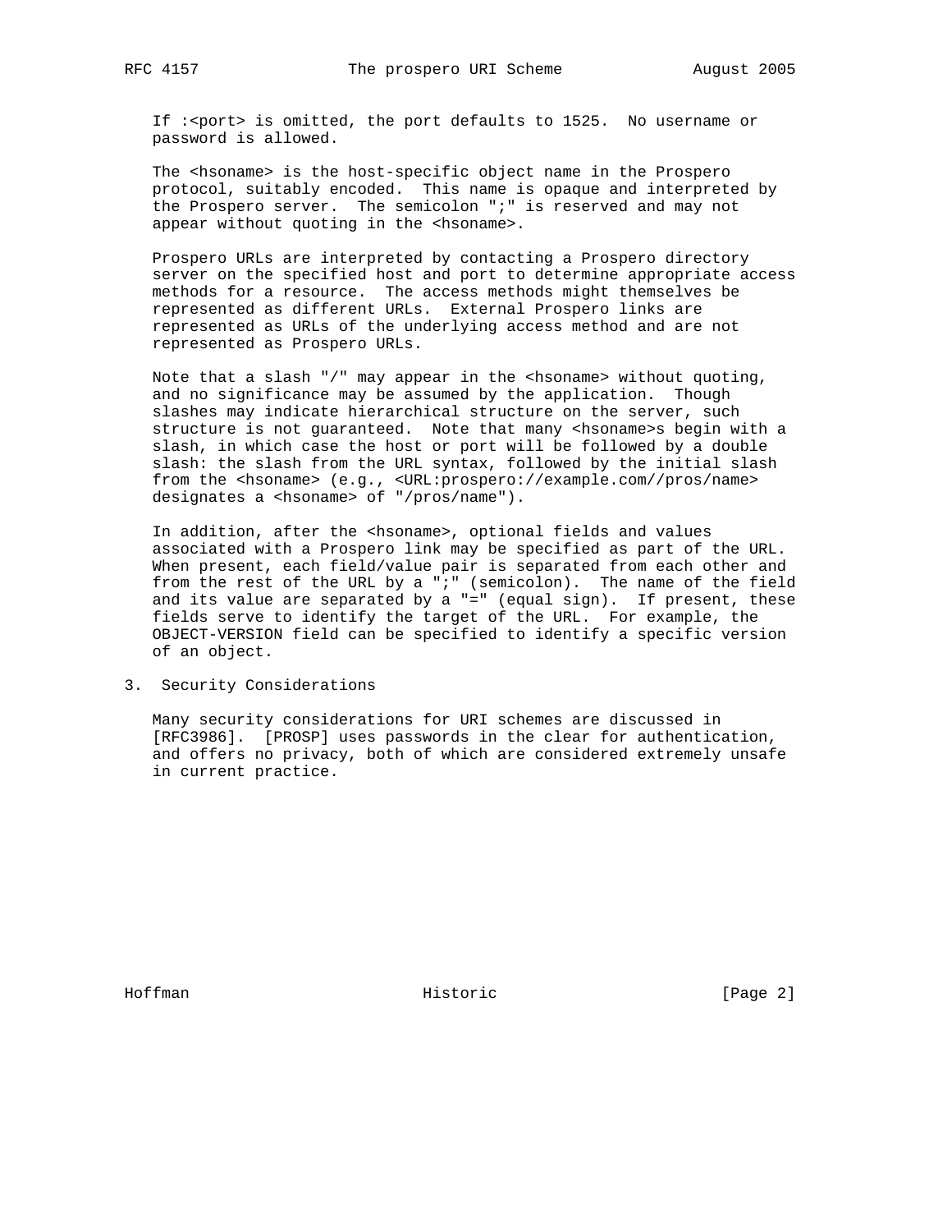If :<port> is omitted, the port defaults to 1525.  No username or password is allowed.

The <hsoname> is the host-specific object name in the Prospero protocol, suitably encoded.  This name is opaque and interpreted by the Prospero server.  The semicolon ";" is reserved and may not appear without quoting in the <hsoname>.

Prospero URLs are interpreted by contacting a Prospero directory server on the specified host and port to determine appropriate access methods for a resource.  The access methods might themselves be represented as different URLs.  External Prospero links are represented as URLs of the underlying access method and are not represented as Prospero URLs.

Note that a slash "/" may appear in the <hsoname> without quoting, and no significance may be assumed by the application.  Though slashes may indicate hierarchical structure on the server, such structure is not guaranteed.  Note that many <hsoname>s begin with a slash, in which case the host or port will be followed by a double slash: the slash from the URL syntax, followed by the initial slash from the <hsoname> (e.g., <URL:prospero://example.com//pros/name> designates a <hsoname> of "/pros/name").

In addition, after the <hsoname>, optional fields and values associated with a Prospero link may be specified as part of the URL. When present, each field/value pair is separated from each other and from the rest of the URL by a ";" (semicolon).  The name of the field and its value are separated by a "=" (equal sign).  If present, these fields serve to identify the target of the URL.  For example, the OBJECT-VERSION field can be specified to identify a specific version of an object.

## 3.  Security Considerations

Many security considerations for URI schemes are discussed in [RFC3986].  [PROSP] uses passwords in the clear for authentication, and offers no privacy, both of which are considered extremely unsafe in current practice.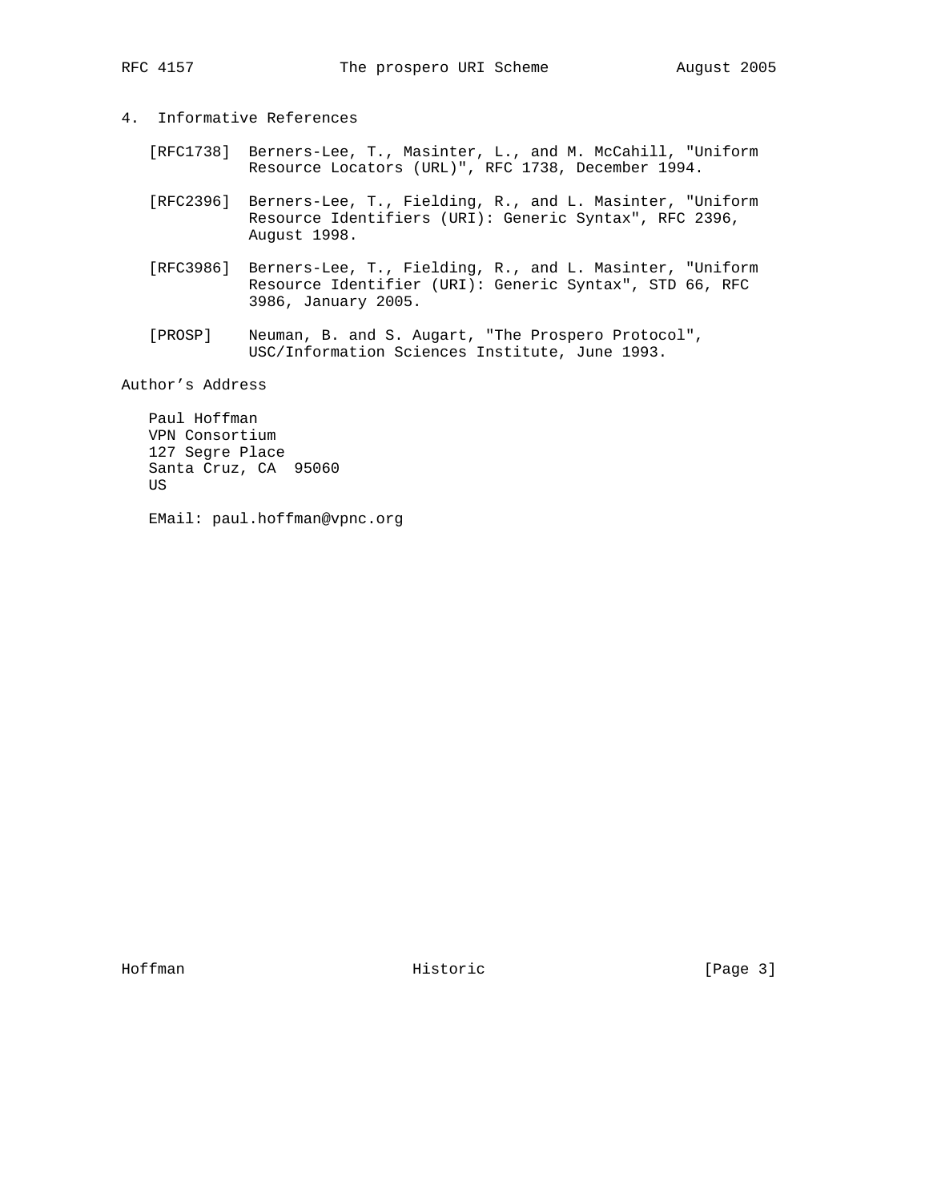## 4. Informative References

[RFC1738] Berners-Lee, T., Masinter, L., and M. McCahill, "Uniform Resource Locators (URL)", RFC 1738, December 1994.

[RFC2396] Berners-Lee, T., Fielding, R., and L. Masinter, "Uniform Resource Identifiers (URI): Generic Syntax", RFC 2396, August 1998.

[RFC3986] Berners-Lee, T., Fielding, R., and L. Masinter, "Uniform Resource Identifier (URI): Generic Syntax", STD 66, RFC 3986, January 2005.

[PROSP] Neuman, B. and S. Augart, "The Prospero Protocol", USC/Information Sciences Institute, June 1993.

## Author's Address

Paul Hoffman
VPN Consortium
127 Segre Place
Santa Cruz, CA  95060
US

EMail: paul.hoffman@vpnc.org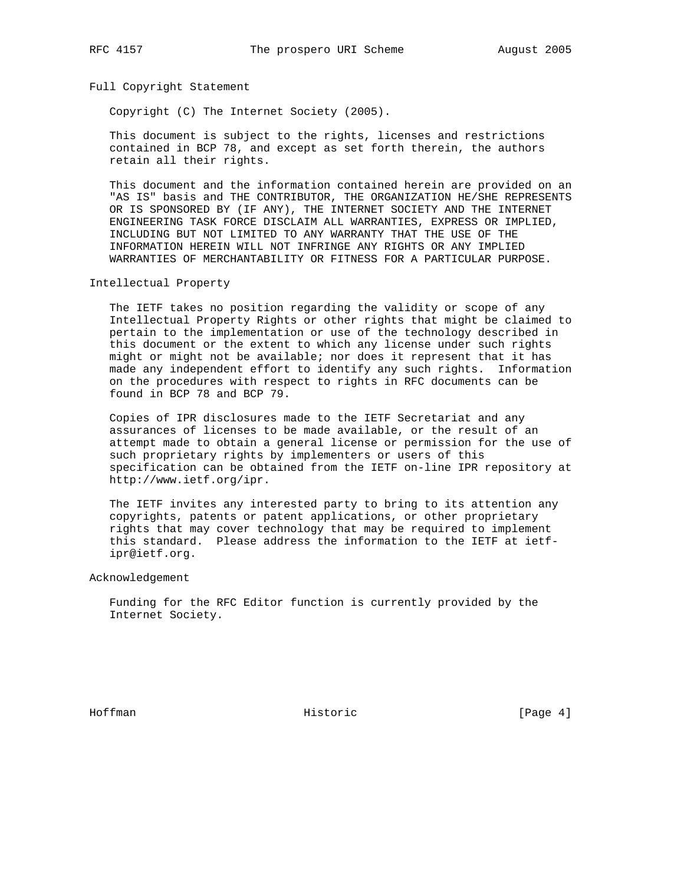## Full Copyright Statement

Copyright (C) The Internet Society (2005).

This document is subject to the rights, licenses and restrictions contained in BCP 78, and except as set forth therein, the authors retain all their rights.

This document and the information contained herein are provided on an "AS IS" basis and THE CONTRIBUTOR, THE ORGANIZATION HE/SHE REPRESENTS OR IS SPONSORED BY (IF ANY), THE INTERNET SOCIETY AND THE INTERNET ENGINEERING TASK FORCE DISCLAIM ALL WARRANTIES, EXPRESS OR IMPLIED, INCLUDING BUT NOT LIMITED TO ANY WARRANTY THAT THE USE OF THE INFORMATION HEREIN WILL NOT INFRINGE ANY RIGHTS OR ANY IMPLIED WARRANTIES OF MERCHANTABILITY OR FITNESS FOR A PARTICULAR PURPOSE.

## Intellectual Property

The IETF takes no position regarding the validity or scope of any Intellectual Property Rights or other rights that might be claimed to pertain to the implementation or use of the technology described in this document or the extent to which any license under such rights might or might not be available; nor does it represent that it has made any independent effort to identify any such rights. Information on the procedures with respect to rights in RFC documents can be found in BCP 78 and BCP 79.

Copies of IPR disclosures made to the IETF Secretariat and any assurances of licenses to be made available, or the result of an attempt made to obtain a general license or permission for the use of such proprietary rights by implementers or users of this specification can be obtained from the IETF on-line IPR repository at http://www.ietf.org/ipr.

The IETF invites any interested party to bring to its attention any copyrights, patents or patent applications, or other proprietary rights that may cover technology that may be required to implement this standard. Please address the information to the IETF at ietf-ipr@ietf.org.

## Acknowledgement

Funding for the RFC Editor function is currently provided by the Internet Society.